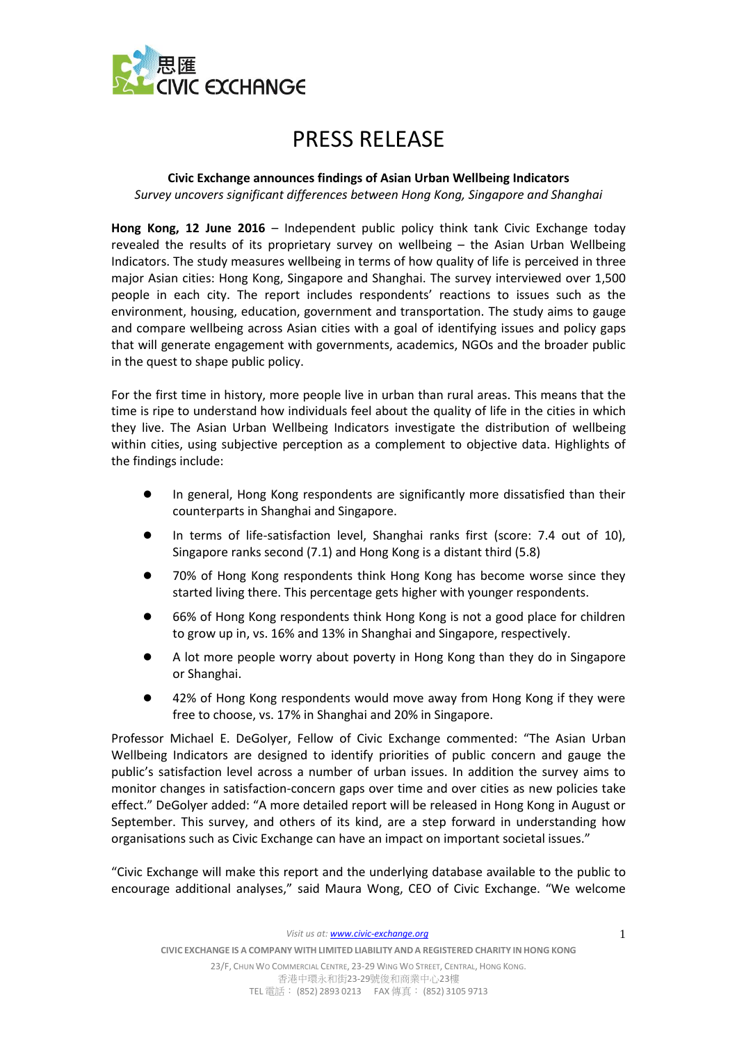# PRESS RELEASE

**Civic Exchange announces findings of Asian Urban Wellbeing Indicators**

*Survey uncovers significant differences between Hong Kong, Singapore and Shanghai*

**Hong Kong, 12 June 2016** – Independent public policy think tank Civic Exchange today revealed the results of its proprietary survey on wellbeing – the Asian Urban Wellbeing Indicators. The study measures wellbeing in terms of how quality of life is perceived in three major Asian cities: Hong Kong, Singapore and Shanghai. The survey interviewed over 1,500 people in each city. The report includes respondents' reactions to issues such as the environment, housing, education, government and transportation. The study aims to gauge and compare wellbeing across Asian cities with a goal of identifying issues and policy gaps that will generate engagement with governments, academics, NGOs and the broader public in the quest to shape public policy.

For the first time in history, more people live in urban than rural areas. This means that the time is ripe to understand how individuals feel about the quality of life in the cities in which they live. The Asian Urban Wellbeing Indicators investigate the distribution of wellbeing within cities, using subjective perception as a complement to objective data. Highlights of the findings include:

- In general, Hong Kong respondents are significantly more dissatisfied than their counterparts in Shanghai and Singapore.
- In terms of life-satisfaction level, Shanghai ranks first (score: 7.4 out of 10), Singapore ranks second (7.1) and Hong Kong is a distant third (5.8)
- 70% of Hong Kong respondents think Hong Kong has become worse since they started living there. This percentage gets higher with younger respondents.
- 66% of Hong Kong respondents think Hong Kong is not a good place for children to grow up in, vs. 16% and 13% in Shanghai and Singapore, respectively.
- A lot more people worry about poverty in Hong Kong than they do in Singapore or Shanghai.
- 42% of Hong Kong respondents would move away from Hong Kong if they were free to choose, vs. 17% in Shanghai and 20% in Singapore.

Professor Michael E. DeGolyer, Fellow of Civic Exchange commented: "The Asian Urban Wellbeing Indicators are designed to identify priorities of public concern and gauge the public's satisfaction level across a number of urban issues. In addition the survey aims to monitor changes in satisfaction-concern gaps over time and over cities as new policies take effect." DeGolyer added: "A more detailed report will be released in Hong Kong in August or September. This survey, and others of its kind, are a step forward in understanding how organisations such as Civic Exchange can have an impact on important societal issues."

"Civic Exchange will make this report and the underlying database available to the public to encourage additional analyses," said Maura Wong, CEO of Civic Exchange. "We welcome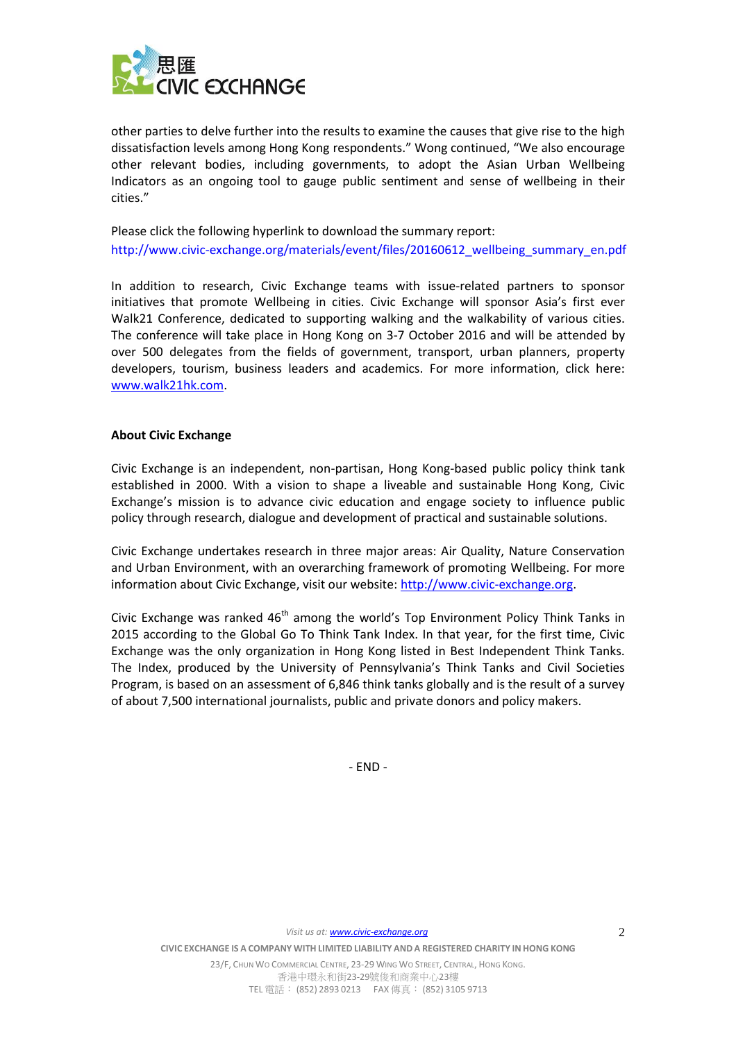other parties to delve further into the results to examine the causes that give rise to the high dissatisfaction levels among Hong Kong respondents." Wong continued, "We also encourage other relevant bodies, including governments, to adopt the Asian Urban Wellbeing Indicators as an ongoing tool to gauge public sentiment and sense of wellbeing in their cities."

Please click the following hyperlink to download the summary report:
http://www.civic-exchange.org/materials/event/files/20160612_wellbeing_summary_en.pdf

In addition to research, Civic Exchange teams with issue-related partners to sponsor initiatives that promote Wellbeing in cities. Civic Exchange will sponsor Asia's first ever Walk21 Conference, dedicated to supporting walking and the walkability of various cities. The conference will take place in Hong Kong on 3-7 October 2016 and will be attended by over 500 delegates from the fields of government, transport, urban planners, property developers, tourism, business leaders and academics. For more information, click here: www.walk21hk.com.

**About Civic Exchange**

Civic Exchange is an independent, non-partisan, Hong Kong-based public policy think tank established in 2000. With a vision to shape a liveable and sustainable Hong Kong, Civic Exchange's mission is to advance civic education and engage society to influence public policy through research, dialogue and development of practical and sustainable solutions.

Civic Exchange undertakes research in three major areas: Air Quality, Nature Conservation and Urban Environment, with an overarching framework of promoting Wellbeing. For more information about Civic Exchange, visit our website: http://www.civic-exchange.org.

Civic Exchange was ranked 46th among the world's Top Environment Policy Think Tanks in 2015 according to the Global Go To Think Tank Index. In that year, for the first time, Civic Exchange was the only organization in Hong Kong listed in Best Independent Think Tanks. The Index, produced by the University of Pennsylvania's Think Tanks and Civil Societies Program, is based on an assessment of 6,846 think tanks globally and is the result of a survey of about 7,500 international journalists, public and private donors and policy makers.

- END -